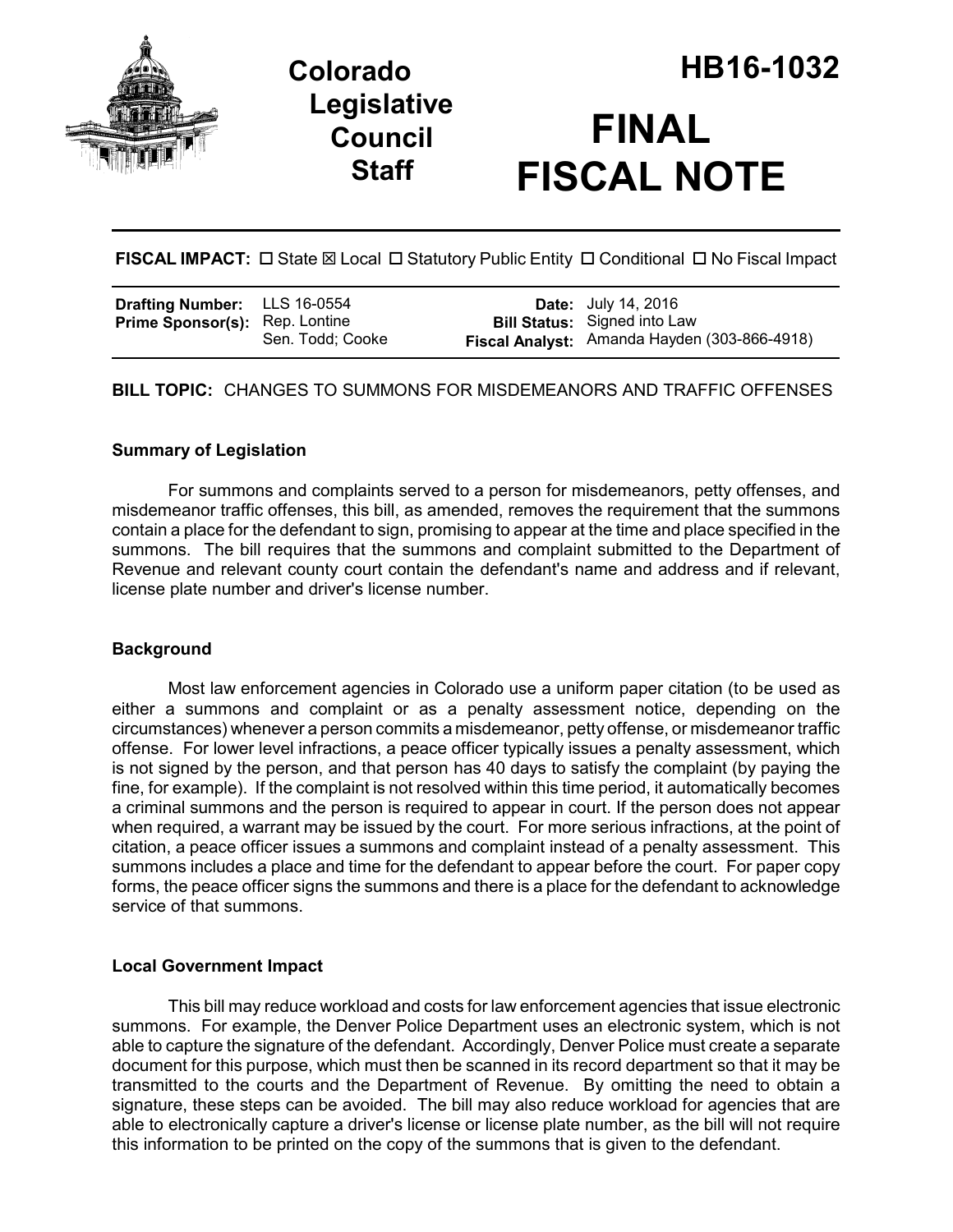# Colorado Legislative Council Staff

# HB16-1032

# FINAL FISCAL NOTE

**FISCAL IMPACT:** ☐ State ☒ Local ☐ Statutory Public Entity ☐ Conditional ☐ No Fiscal Impact

| | | | |
|---|---|---|---|
| **Drafting Number:** | LLS 16-0554 | **Date:** | July 14, 2016 |
| **Prime Sponsor(s):** | Rep. Lontine<br>Sen. Todd; Cooke | **Bill Status:** | Signed into Law |
| | | **Fiscal Analyst:** | Amanda Hayden (303-866-4918) |

**BILL TOPIC:** CHANGES TO SUMMONS FOR MISDEMEANORS AND TRAFFIC OFFENSES

## Summary of Legislation

For summons and complaints served to a person for misdemeanors, petty offenses, and misdemeanor traffic offenses, this bill, as amended, removes the requirement that the summons contain a place for the defendant to sign, promising to appear at the time and place specified in the summons. The bill requires that the summons and complaint submitted to the Department of Revenue and relevant county court contain the defendant's name and address and if relevant, license plate number and driver's license number.

## Background

Most law enforcement agencies in Colorado use a uniform paper citation (to be used as either a summons and complaint or as a penalty assessment notice, depending on the circumstances) whenever a person commits a misdemeanor, petty offense, or misdemeanor traffic offense. For lower level infractions, a peace officer typically issues a penalty assessment, which is not signed by the person, and that person has 40 days to satisfy the complaint (by paying the fine, for example). If the complaint is not resolved within this time period, it automatically becomes a criminal summons and the person is required to appear in court. If the person does not appear when required, a warrant may be issued by the court. For more serious infractions, at the point of citation, a peace officer issues a summons and complaint instead of a penalty assessment. This summons includes a place and time for the defendant to appear before the court. For paper copy forms, the peace officer signs the summons and there is a place for the defendant to acknowledge service of that summons.

## Local Government Impact

This bill may reduce workload and costs for law enforcement agencies that issue electronic summons. For example, the Denver Police Department uses an electronic system, which is not able to capture the signature of the defendant. Accordingly, Denver Police must create a separate document for this purpose, which must then be scanned in its record department so that it may be transmitted to the courts and the Department of Revenue. By omitting the need to obtain a signature, these steps can be avoided. The bill may also reduce workload for agencies that are able to electronically capture a driver's license or license plate number, as the bill will not require this information to be printed on the copy of the summons that is given to the defendant.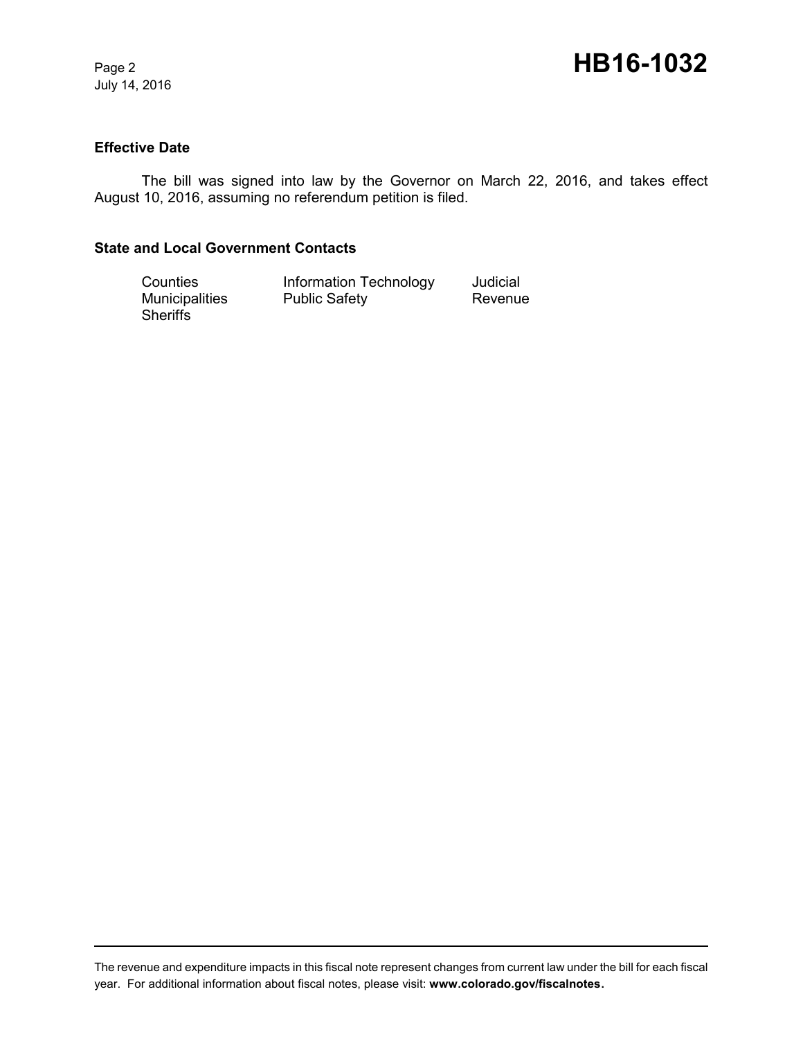**Effective Date**

The bill was signed into law by the Governor on March 22, 2016, and takes effect August 10, 2016, assuming no referendum petition is filed.

**State and Local Government Contacts**

| | | |
|---|---|---|
| Counties | Information Technology | Judicial |
| Municipalities | Public Safety | Revenue |
| Sheriffs | | |

The revenue and expenditure impacts in this fiscal note represent changes from current law under the bill for each fiscal year. For additional information about fiscal notes, please visit: **www.colorado.gov/fiscalnotes.**